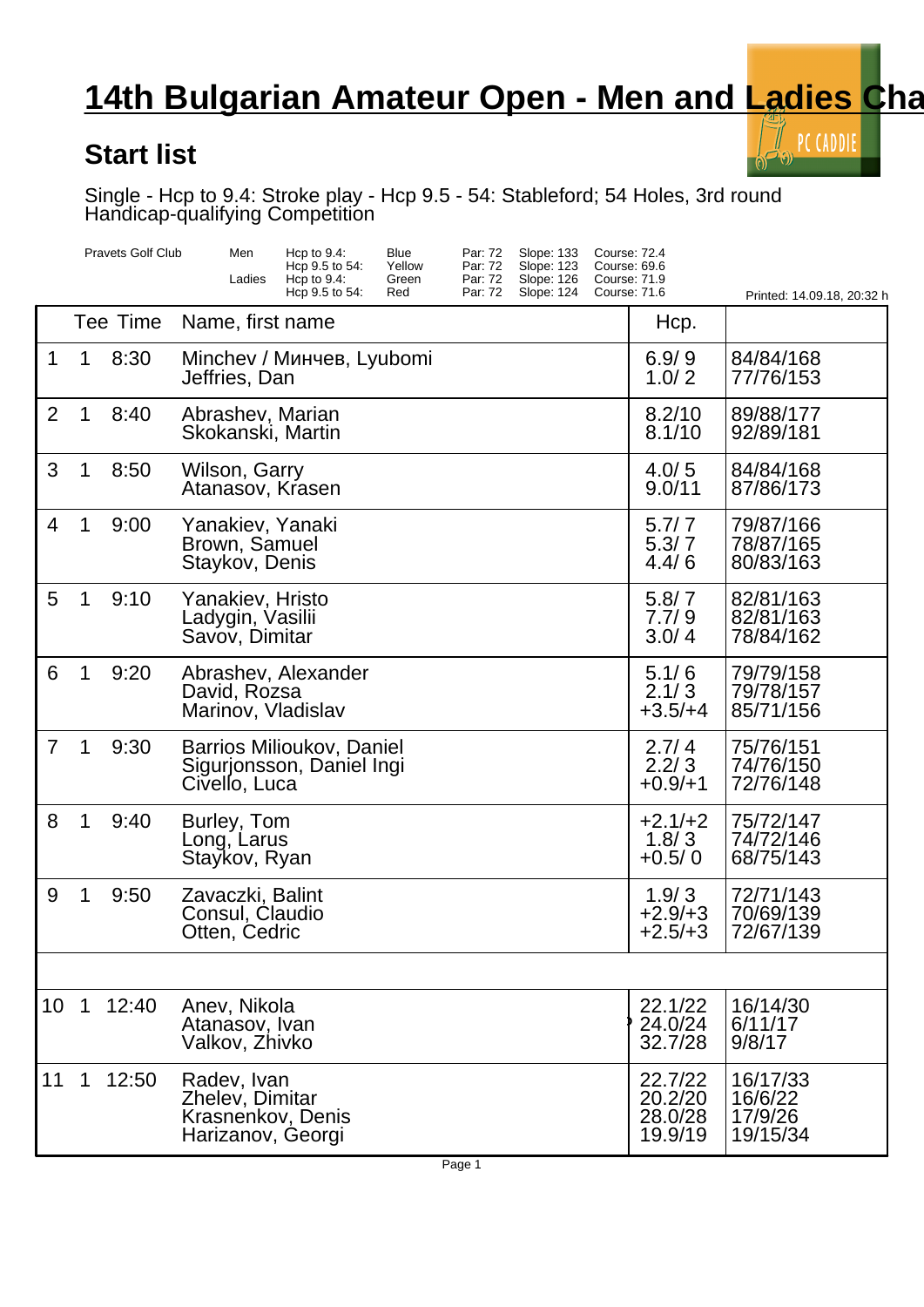# 14th Bulgarian Amateur Open - Men and Ladies Cha

## Start list

Single - Hcp to 9.4: Stroke play - Hcp 9.5 - 54: Stableford; 54 Holes, 3rd round
Handicap-qualifying Competition

| Pravets Golf Club | | | | | | |
|---|---|---|---|---|---|---|
| Men | Hcp to 9.4: | Blue | Par: 72 | Slope: 133 | Course: 72.4 | |
| | Hcp 9.5 to 54: | Yellow | Par: 72 | Slope: 123 | Course: 69.6 | |
| Ladies | Hcp to 9.4: | Green | Par: 72 | Slope: 126 | Course: 71.9 | |
| | Hcp 9.5 to 54: | Red | Par: 72 | Slope: 124 | Course: 71.6 | Printed: 14.09.18, 20:32 h |

| | Tee | Time | Name, first name | Hcp. | |
|---|---|---|---|---|---|
| 1 | 1 | 8:30 | Minchev / Минчев, Lyubomi<br>Jeffries, Dan | 6.9/ 9<br>1.0/ 2 | 84/84/168<br>77/76/153 |
| 2 | 1 | 8:40 | Abrashev, Marian<br>Skokanski, Martin | 8.2/10<br>8.1/10 | 89/88/177<br>92/89/181 |
| 3 | 1 | 8:50 | Wilson, Garry<br>Atanasov, Krasen | 4.0/ 5<br>9.0/11 | 84/84/168<br>87/86/173 |
| 4 | 1 | 9:00 | Yanakiev, Yanaki<br>Brown, Samuel<br>Staykov, Denis | 5.7/ 7<br>5.3/ 7<br>4.4/ 6 | 79/87/166<br>78/87/165<br>80/83/163 |
| 5 | 1 | 9:10 | Yanakiev, Hristo<br>Ladygin, Vasilii<br>Savov, Dimitar | 5.8/ 7<br>7.7/ 9<br>3.0/ 4 | 82/81/163<br>82/81/163<br>78/84/162 |
| 6 | 1 | 9:20 | Abrashev, Alexander<br>David, Rozsa<br>Marinov, Vladislav | 5.1/ 6<br>2.1/ 3<br>+3.5/+4 | 79/79/158<br>79/78/157<br>85/71/156 |
| 7 | 1 | 9:30 | Barrios Milioukov, Daniel<br>Sigurjonsson, Daniel Ingi<br>Civello, Luca | 2.7/ 4<br>2.2/ 3<br>+0.9/+1 | 75/76/151<br>74/76/150<br>72/76/148 |
| 8 | 1 | 9:40 | Burley, Tom<br>Long, Larus<br>Staykov, Ryan | +2.1/+2<br>1.8/ 3<br>+0.5/ 0 | 75/72/147<br>74/72/146<br>68/75/143 |
| 9 | 1 | 9:50 | Zavaczki, Balint<br>Consul, Claudio<br>Otten, Cedric | 1.9/ 3<br>+2.9/+3<br>+2.5/+3 | 72/71/143<br>70/69/139<br>72/67/139 |
| | | | | | |
| 10 | 1 | 12:40 | Anev, Nikola<br>Atanasov, Ivan<br>Valkov, Zhivko | 22.1/22<br>24.0/24<br>32.7/28 | 16/14/30<br>6/11/17<br>9/8/17 |
| 11 | 1 | 12:50 | Radev, Ivan<br>Zhelev, Dimitar<br>Krasnenkov, Denis<br>Harizanov, Georgi | 22.7/22<br>20.2/20<br>28.0/28<br>19.9/19 | 16/17/33<br>16/6/22<br>17/9/26<br>19/15/34 |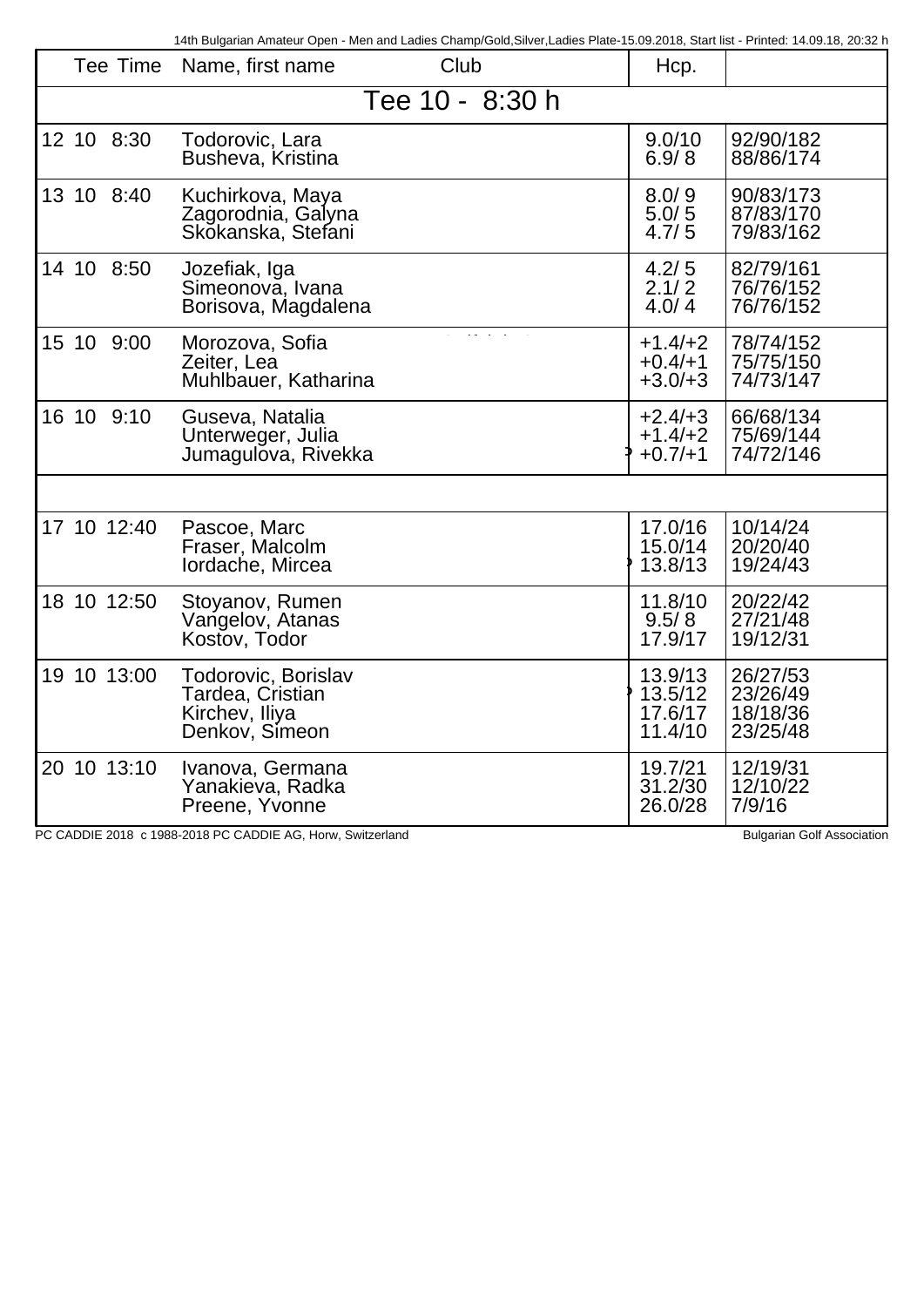| Tee Time | Name, first name | Club | Hcp. | |
|---|---|---|---|---|
| | **Tee 10 - 8:30 h** | | | |
| 12 10 8:30 | Todorovic, Lara<br>Busheva, Kristina | | 9.0/10<br>6.9/ 8 | 92/90/182<br>88/86/174 |
| 13 10 8:40 | Kuchirkova, Maya<br>Zagorodnia, Galyna<br>Skokanska, Stefani | | 8.0/ 9<br>5.0/ 5<br>4.7/ 5 | 90/83/173<br>87/83/170<br>79/83/162 |
| 14 10 8:50 | Jozefiak, Iga<br>Simeonova, Ivana<br>Borisova, Magdalena | | 4.2/ 5<br>2.1/ 2<br>4.0/ 4 | 82/79/161<br>76/76/152<br>76/76/152 |
| 15 10 9:00 | Morozova, Sofia<br>Zeiter, Lea<br>Muhlbauer, Katharina | | +1.4/+2<br>+0.4/+1<br>+3.0/+3 | 78/74/152<br>75/75/150<br>74/73/147 |
| 16 10 9:10 | Guseva, Natalia<br>Unterweger, Julia<br>Jumagulova, Rivekka | | +2.4/+3<br>+1.4/+2<br>+0.7/+1 | 66/68/134<br>75/69/144<br>74/72/146 |
| | | | | |
| 17 10 12:40 | Pascoe, Marc<br>Fraser, Malcolm<br>Iordache, Mircea | | 17.0/16<br>15.0/14<br>13.8/13 | 10/14/24<br>20/20/40<br>19/24/43 |
| 18 10 12:50 | Stoyanov, Rumen<br>Vangelov, Atanas<br>Kostov, Todor | | 11.8/10<br>9.5/ 8<br>17.9/17 | 20/22/42<br>27/21/48<br>19/12/31 |
| 19 10 13:00 | Todorovic, Borislav<br>Tardea, Cristian<br>Kirchev, Iliya<br>Denkov, Simeon | | 13.9/13<br>13.5/12<br>17.6/17<br>11.4/10 | 26/27/53<br>23/26/49<br>18/18/36<br>23/25/48 |
| 20 10 13:10 | Ivanova, Germana<br>Yanakieva, Radka<br>Preene, Yvonne | | 19.7/21<br>31.2/30<br>26.0/28 | 12/19/31<br>12/10/22<br>7/9/16 |